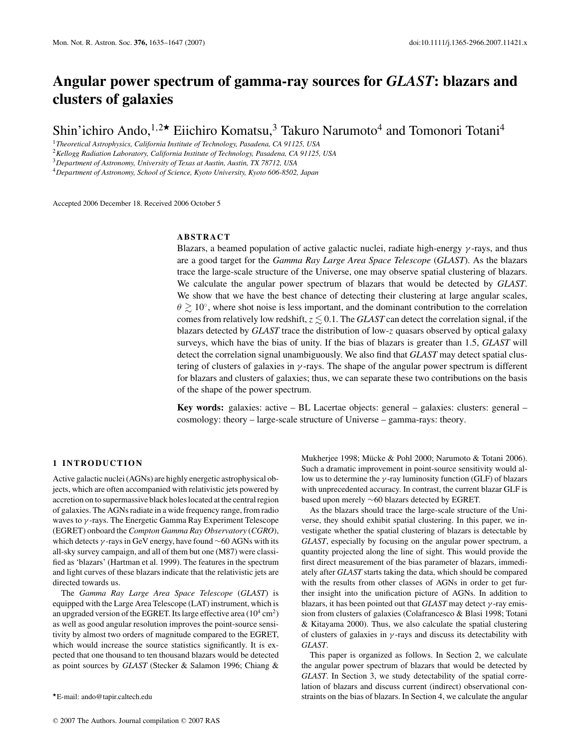# Angular power spectrum of gamma-ray sources for *GLAST*: blazars and clusters of galaxies

Shin'ichiro Ando,[1,2]★ Eiichiro Komatsu,[3] Takuro Narumoto[4] and Tomonori Totani[4]

[1]*Theoretical Astrophysics, California Institute of Technology, Pasadena, CA 91125, USA*
[2]*Kellogg Radiation Laboratory, California Institute of Technology, Pasadena, CA 91125, USA*
[3]*Department of Astronomy, University of Texas at Austin, Austin, TX 78712, USA*
[4]*Department of Astronomy, School of Science, Kyoto University, Kyoto 606-8502, Japan*

Accepted 2006 December 18. Received 2006 October 5

## ABSTRACT

Blazars, a beamed population of active galactic nuclei, radiate high-energy $\gamma$-rays, and thus are a good target for the *Gamma Ray Large Area Space Telescope* (*GLAST*). As the blazars trace the large-scale structure of the Universe, one may observe spatial clustering of blazars. We calculate the angular power spectrum of blazars that would be detected by *GLAST*. We show that we have the best chance of detecting their clustering at large angular scales, $\theta \gtrsim 10^{\circ}$, where shot noise is less important, and the dominant contribution to the correlation comes from relatively low redshift, $z \lesssim 0.1$. The *GLAST* can detect the correlation signal, if the blazars detected by *GLAST* trace the distribution of low-$z$ quasars observed by optical galaxy surveys, which have the bias of unity. If the bias of blazars is greater than 1.5, *GLAST* will detect the correlation signal unambiguously. We also find that *GLAST* may detect spatial clustering of clusters of galaxies in $\gamma$-rays. The shape of the angular power spectrum is different for blazars and clusters of galaxies; thus, we can separate these two contributions on the basis of the shape of the power spectrum.

**Key words:** galaxies: active – BL Lacertae objects: general – galaxies: clusters: general – cosmology: theory – large-scale structure of Universe – gamma-rays: theory.

## 1 INTRODUCTION

Active galactic nuclei (AGNs) are highly energetic astrophysical objects, which are often accompanied with relativistic jets powered by accretion on to supermassive black holes located at the central region of galaxies. The AGNs radiate in a wide frequency range, from radio waves to $\gamma$-rays. The Energetic Gamma Ray Experiment Telescope (EGRET) onboard the *Compton Gamma Ray Observatory* (*CGRO*), which detects $\gamma$-rays in GeV energy, have found ~60 AGNs with its all-sky survey campaign, and all of them but one (M87) were classified as 'blazars' (Hartman et al. 1999). The features in the spectrum and light curves of these blazars indicate that the relativistic jets are directed towards us.

The *Gamma Ray Large Area Space Telescope* (*GLAST*) is equipped with the Large Area Telescope (LAT) instrument, which is an upgraded version of the EGRET. Its large effective area ($10^4$ cm$^2$) as well as good angular resolution improves the point-source sensitivity by almost two orders of magnitude compared to the EGRET, which would increase the source statistics significantly. It is expected that one thousand to ten thousand blazars would be detected as point sources by *GLAST* (Stecker & Salamon 1996; Chiang & Mukherjee 1998; Mücke & Pohl 2000; Narumoto & Totani 2006). Such a dramatic improvement in point-source sensitivity would allow us to determine the $\gamma$-ray luminosity function (GLF) of blazars with unprecedented accuracy. In contrast, the current blazar GLF is based upon merely ~60 blazars detected by EGRET.

As the blazars should trace the large-scale structure of the Universe, they should exhibit spatial clustering. In this paper, we investigate whether the spatial clustering of blazars is detectable by *GLAST*, especially by focusing on the angular power spectrum, a quantity projected along the line of sight. This would provide the first direct measurement of the bias parameter of blazars, immediately after *GLAST* starts taking the data, which should be compared with the results from other classes of AGNs in order to get further insight into the unification picture of AGNs. In addition to blazars, it has been pointed out that *GLAST* may detect $\gamma$-ray emission from clusters of galaxies (Colafrancesco & Blasi 1998; Totani & Kitayama 2000). Thus, we also calculate the spatial clustering of clusters of galaxies in $\gamma$-rays and discuss its detectability with *GLAST*.

This paper is organized as follows. In Section 2, we calculate the angular power spectrum of blazars that would be detected by *GLAST*. In Section 3, we study detectability of the spatial correlation of blazars and discuss current (indirect) observational constraints on the bias of blazars. In Section 4, we calculate the angular

★E-mail: ando@tapir.caltech.edu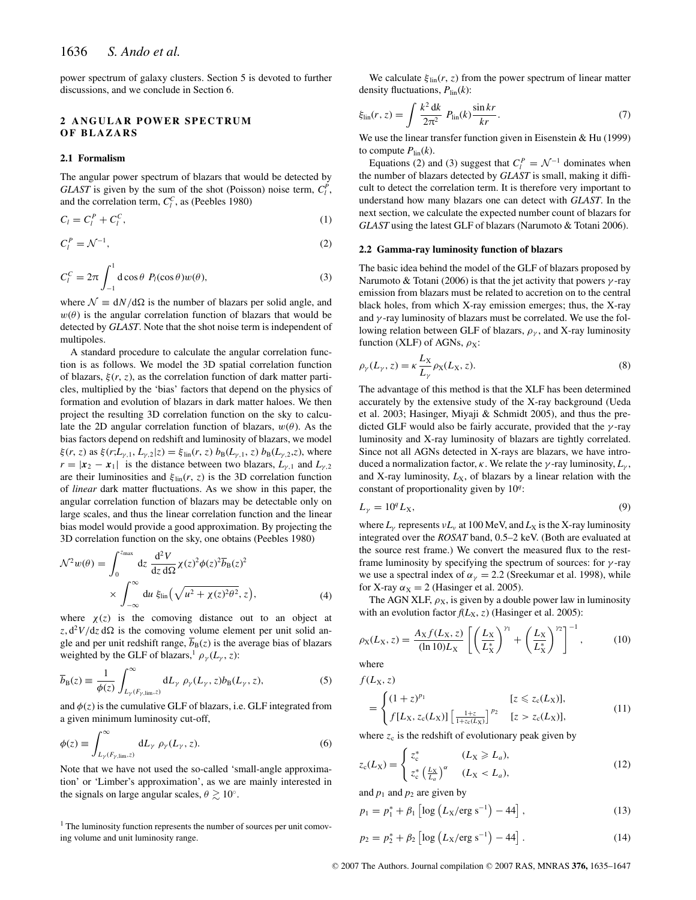power spectrum of galaxy clusters. Section 5 is devoted to further discussions, and we conclude in Section 6.

## 2 ANGULAR POWER SPECTRUM OF BLAZARS

### 2.1 Formalism

The angular power spectrum of blazars that would be detected by *GLAST* is given by the sum of the shot (Poisson) noise term, $C_l^P$, and the correlation term, $C_l^C$, as (Peebles 1980)

$$C_l = C_l^P + C_l^C, \tag{1}$$

$$C_l^P = \mathcal{N}^{-1}, \tag{2}$$

$$C_l^C = 2\pi \int_{-1}^{1} \mathrm{d}\cos\theta \; P_l(\cos\theta) w(\theta), \tag{3}$$

where $\mathcal{N} \equiv \mathrm{d}N/\mathrm{d}\Omega$ is the number of blazars per solid angle, and $w(\theta)$ is the angular correlation function of blazars that would be detected by *GLAST*. Note that the shot noise term is independent of multipoles.

A standard procedure to calculate the angular correlation function is as follows. We model the 3D spatial correlation function of blazars, $\xi(r, z)$, as the correlation function of dark matter particles, multiplied by the 'bias' factors that depend on the physics of formation and evolution of blazars in dark matter haloes. We then project the resulting 3D correlation function on the sky to calculate the 2D angular correlation function of blazars, $w(\theta)$. As the bias factors depend on redshift and luminosity of blazars, we model $\xi(r, z)$ as $\xi(r; L_{\gamma,1}, L_{\gamma,2}|z) = \xi_{\mathrm{lin}}(r, z)\, b_{\mathrm{B}}(L_{\gamma,1}, z)\, b_{\mathrm{B}}(L_{\gamma,2}, z)$, where $r = |\boldsymbol{x}_2 - \boldsymbol{x}_1|$ is the distance between two blazars, $L_{\gamma,1}$ and $L_{\gamma,2}$ are their luminosities and $\xi_{\mathrm{lin}}(r, z)$ is the 3D correlation function of *linear* dark matter fluctuations. As we show in this paper, the angular correlation function of blazars may be detectable only on large scales, and thus the linear correlation function and the linear bias model would provide a good approximation. By projecting the 3D correlation function on the sky, one obtains (Peebles 1980)

$$\mathcal{N}^2 w(\theta) = \int_0^{z_{\max}} \mathrm{d}z \; \frac{\mathrm{d}^2 V}{\mathrm{d}z\, \mathrm{d}\Omega} \chi(z)^2 \phi(z)^2 \overline{b}_{\mathrm{B}}(z)^2 \times \int_{-\infty}^{\infty} \mathrm{d}u \; \xi_{\mathrm{lin}}\left(\sqrt{u^2 + \chi(z)^2\theta^2}, z\right), \tag{4}$$

where $\chi(z)$ is the comoving distance out to an object at $z$, $\mathrm{d}^2V/\mathrm{d}z\,\mathrm{d}\Omega$ is the comoving volume element per unit solid angle and per unit redshift range, $\overline{b}_{\mathrm{B}}(z)$ is the average bias of blazars weighted by the GLF of blazars,[1] $\rho_\gamma(L_\gamma, z)$:

$$\overline{b}_{\mathrm{B}}(z) \equiv \frac{1}{\phi(z)} \int_{L_\gamma(F_{\gamma,\mathrm{lim}}, z)}^{\infty} \mathrm{d}L_\gamma \; \rho_\gamma(L_\gamma, z) b_{\mathrm{B}}(L_\gamma, z), \tag{5}$$

and $\phi(z)$ is the cumulative GLF of blazars, i.e. GLF integrated from a given minimum luminosity cut-off,

$$\phi(z) \equiv \int_{L_\gamma(F_{\gamma,\mathrm{lim}}, z)}^{\infty} \mathrm{d}L_\gamma \; \rho_\gamma(L_\gamma, z). \tag{6}$$

Note that we have not used the so-called 'small-angle approximation' or 'Limber's approximation', as we are mainly interested in the signals on large angular scales, $\theta \gtrsim 10^\circ$.

[1] The luminosity function represents the number of sources per unit comoving volume and unit luminosity range.

We calculate $\xi_{\mathrm{lin}}(r, z)$ from the power spectrum of linear matter density fluctuations, $P_{\mathrm{lin}}(k)$:

$$\xi_{\mathrm{lin}}(r, z) = \int \frac{k^2\, \mathrm{d}k}{2\pi^2} \; P_{\mathrm{lin}}(k) \frac{\sin kr}{kr}. \tag{7}$$

We use the linear transfer function given in Eisenstein & Hu (1999) to compute $P_{\mathrm{lin}}(k)$.

Equations (2) and (3) suggest that $C_l^P = \mathcal{N}^{-1}$ dominates when the number of blazars detected by *GLAST* is small, making it difficult to detect the correlation term. It is therefore very important to understand how many blazars one can detect with *GLAST*. In the next section, we calculate the expected number count of blazars for *GLAST* using the latest GLF of blazars (Narumoto & Totani 2006).

### 2.2 Gamma-ray luminosity function of blazars

The basic idea behind the model of the GLF of blazars proposed by Narumoto & Totani (2006) is that the jet activity that powers $\gamma$-ray emission from blazars must be related to accretion on to the central black holes, from which X-ray emission emerges; thus, the X-ray and $\gamma$-ray luminosity of blazars must be correlated. We use the following relation between GLF of blazars, $\rho_\gamma$, and X-ray luminosity function (XLF) of AGNs, $\rho_{\mathrm{X}}$:

$$\rho_\gamma(L_\gamma, z) = \kappa \frac{L_{\mathrm{X}}}{L_\gamma} \rho_{\mathrm{X}}(L_{\mathrm{X}}, z). \tag{8}$$

The advantage of this method is that the XLF has been determined accurately by the extensive study of the X-ray background (Ueda et al. 2003; Hasinger, Miyaji & Schmidt 2005), and thus the predicted GLF would also be fairly accurate, provided that the $\gamma$-ray luminosity and X-ray luminosity of blazars are tightly correlated. Since not all AGNs detected in X-rays are blazars, we have introduced a normalization factor, $\kappa$. We relate the $\gamma$-ray luminosity, $L_\gamma$, and X-ray luminosity, $L_{\mathrm{X}}$, of blazars by a linear relation with the constant of proportionality given by $10^q$:

$$L_\gamma = 10^q L_{\mathrm{X}}, \tag{9}$$

where $L_\gamma$ represents $\nu L_\nu$ at 100 MeV, and $L_{\mathrm{X}}$ is the X-ray luminosity integrated over the *ROSAT* band, 0.5–2 keV. (Both are evaluated at the source rest frame.) We convert the measured flux to the rest-frame luminosity by specifying the spectrum of sources: for $\gamma$-ray we use a spectral index of $\alpha_\gamma = 2.2$ (Sreekumar et al. 1998), while for X-ray $\alpha_{\mathrm{X}} = 2$ (Hasinger et al. 2005).

The AGN XLF, $\rho_{\mathrm{X}}$, is given by a double power law in luminosity with an evolution factor $f(L_{\mathrm{X}}, z)$ (Hasinger et al. 2005):

$$\rho_{\mathrm{X}}(L_{\mathrm{X}}, z) = \frac{A_{\mathrm{X}} f(L_{\mathrm{X}}, z)}{(\ln 10) L_{\mathrm{X}}} \left[ \left( \frac{L_{\mathrm{X}}}{L_{\mathrm{X}}^*} \right)^{\gamma_1} + \left( \frac{L_{\mathrm{X}}}{L_{\mathrm{X}}^*} \right)^{\gamma_2} \right]^{-1}, \tag{10}$$

where

$$f(L_{\mathrm{X}}, z) = \begin{cases} (1+z)^{p_1} & [z \leqslant z_{\mathrm{c}}(L_{\mathrm{X}})], \\ f[L_{\mathrm{X}}, z_{\mathrm{c}}(L_{\mathrm{X}})] \left[ \frac{1+z}{1+z_{\mathrm{c}}(L_{\mathrm{X}})} \right]^{p_2} & [z > z_{\mathrm{c}}(L_{\mathrm{X}})], \end{cases} \tag{11}$$

where $z_{\mathrm{c}}$ is the redshift of evolutionary peak given by

$$z_{\mathrm{c}}(L_{\mathrm{X}}) = \begin{cases} z_{\mathrm{c}}^* & (L_{\mathrm{X}} \geqslant L_a), \\ z_{\mathrm{c}}^* \left( \frac{L_{\mathrm{X}}}{L_a} \right)^{\alpha} & (L_{\mathrm{X}} < L_a), \end{cases} \tag{12}$$

and $p_1$ and $p_2$ are given by

$$p_1 = p_1^* + \beta_1 \left[ \log \left( L_{\mathrm{X}}/\mathrm{erg\,s^{-1}} \right) - 44 \right], \tag{13}$$

$$p_2 = p_2^* + \beta_2 \left[ \log \left( L_{\mathrm{X}}/\mathrm{erg\,s^{-1}} \right) - 44 \right]. \tag{14}$$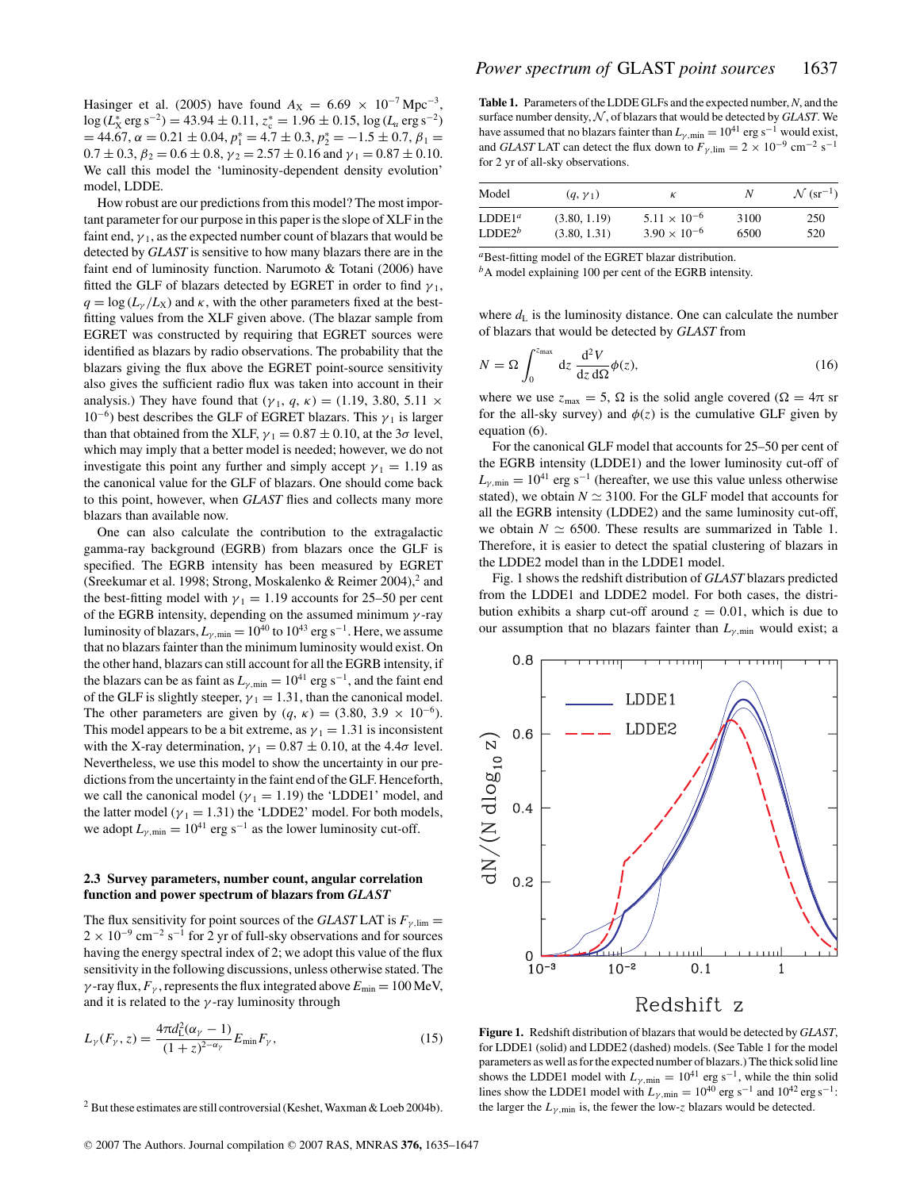Hasinger et al. (2005) have found $A_X = 6.69 \times 10^{-7}$ Mpc$^{-3}$, $\log (L_X^* \text{ erg s}^{-2}) = 43.94 \pm 0.11$, $z_c^* = 1.96 \pm 0.15$, $\log (L_a \text{ erg s}^{-2}) = 44.67$, $\alpha = 0.21 \pm 0.04$, $p_1^* = 4.7 \pm 0.3$, $p_2^* = -1.5 \pm 0.7$, $\beta_1 = 0.7 \pm 0.3$, $\beta_2 = 0.6 \pm 0.8$, $\gamma_2 = 2.57 \pm 0.16$ and $\gamma_1 = 0.87 \pm 0.10$. We call this model the 'luminosity-dependent density evolution' model, LDDE.

How robust are our predictions from this model? The most important parameter for our purpose in this paper is the slope of XLF in the faint end, $\gamma_1$, as the expected number count of blazars that would be detected by *GLAST* is sensitive to how many blazars there are in the faint end of luminosity function. Narumoto & Totani (2006) have fitted the GLF of blazars detected by EGRET in order to find $\gamma_1$, $q = \log (L_\gamma / L_X)$ and $\kappa$, with the other parameters fixed at the best-fitting values from the XLF given above. (The blazar sample from EGRET was constructed by requiring that EGRET sources were identified as blazars by radio observations. The probability that the blazars giving the flux above the EGRET point-source sensitivity also gives the sufficient radio flux was taken into account in their analysis.) They have found that $(\gamma_1, q, \kappa) = (1.19, 3.80, 5.11 \times 10^{-6})$ best describes the GLF of EGRET blazars. This $\gamma_1$ is larger than that obtained from the XLF, $\gamma_1 = 0.87 \pm 0.10$, at the $3\sigma$ level, which may imply that a better model is needed; however, we do not investigate this point any further and simply accept $\gamma_1 = 1.19$ as the canonical value for the GLF of blazars. One should come back to this point, however, when *GLAST* flies and collects many more blazars than available now.

One can also calculate the contribution to the extragalactic gamma-ray background (EGRB) from blazars once the GLF is specified. The EGRB intensity has been measured by EGRET (Sreekumar et al. 1998; Strong, Moskalenko & Reimer 2004),[2] and the best-fitting model with $\gamma_1 = 1.19$ accounts for 25–50 per cent of the EGRB intensity, depending on the assumed minimum $\gamma$-ray luminosity of blazars, $L_{\gamma,\min} = 10^{40}$ to $10^{43}$ erg s$^{-1}$. Here, we assume that no blazars fainter than the minimum luminosity would exist. On the other hand, blazars can still account for all the EGRB intensity, if the blazars can be as faint as $L_{\gamma,\min} = 10^{41}$ erg s$^{-1}$, and the faint end of the GLF is slightly steeper, $\gamma_1 = 1.31$, than the canonical model. The other parameters are given by $(q, \kappa) = (3.80, 3.9 \times 10^{-6})$. This model appears to be a bit extreme, as $\gamma_1 = 1.31$ is inconsistent with the X-ray determination, $\gamma_1 = 0.87 \pm 0.10$, at the $4.4\sigma$ level. Nevertheless, we use this model to show the uncertainty in our predictions from the uncertainty in the faint end of the GLF. Henceforth, we call the canonical model ($\gamma_1 = 1.19$) the 'LDDE1' model, and the latter model ($\gamma_1 = 1.31$) the 'LDDE2' model. For both models, we adopt $L_{\gamma,\min} = 10^{41}$ erg s$^{-1}$ as the lower luminosity cut-off.

### 2.3 Survey parameters, number count, angular correlation function and power spectrum of blazars from *GLAST*

The flux sensitivity for point sources of the *GLAST* LAT is $F_{\gamma,\text{lim}} = 2 \times 10^{-9}$ cm$^{-2}$ s$^{-1}$ for 2 yr of full-sky observations and for sources having the energy spectral index of 2; we adopt this value of the flux sensitivity in the following discussions, unless otherwise stated. The $\gamma$-ray flux, $F_\gamma$, represents the flux integrated above $E_{\min} = 100$ MeV, and it is related to the $\gamma$-ray luminosity through

$$L_\gamma(F_\gamma, z) = \frac{4\pi d_L^2 (\alpha_\gamma - 1)}{(1+z)^{2-\alpha_\gamma}} E_{\min} F_\gamma, \tag{15}$$

where $d_L$ is the luminosity distance. One can calculate the number of blazars that would be detected by *GLAST* from

$$N = \Omega \int_0^{z_{\max}} \mathrm{d}z \, \frac{\mathrm{d}^2 V}{\mathrm{d}z \, \mathrm{d}\Omega} \phi(z), \tag{16}$$

where we use $z_{\max} = 5$, $\Omega$ is the solid angle covered ($\Omega = 4\pi$ sr for the all-sky survey) and $\phi(z)$ is the cumulative GLF given by equation (6).

For the canonical GLF model that accounts for 25–50 per cent of the EGRB intensity (LDDE1) and the lower luminosity cut-off of $L_{\gamma,\min} = 10^{41}$ erg s$^{-1}$ (hereafter, we use this value unless otherwise stated), we obtain $N \simeq 3100$. For the GLF model that accounts for all the EGRB intensity (LDDE2) and the same luminosity cut-off, we obtain $N \simeq 6500$. These results are summarized in Table 1. Therefore, it is easier to detect the spatial clustering of blazars in the LDDE2 model than in the LDDE1 model.

**Table 1.** Parameters of the LDDE GLFs and the expected number, $N$, and the surface number density, $\mathcal{N}$, of blazars that would be detected by *GLAST*. We have assumed that no blazars fainter than $L_{\gamma,\min} = 10^{41}$ erg s$^{-1}$ would exist, and *GLAST* LAT can detect the flux down to $F_{\gamma,\text{lim}} = 2 \times 10^{-9}$ cm$^{-2}$ s$^{-1}$ for 2 yr of all-sky observations.

| Model | $(q, \gamma_1)$ | $\kappa$ | $N$ | $\mathcal{N}$ (sr$^{-1}$) |
|---|---|---|---|---|
| LDDE1[a] | (3.80, 1.19) | $5.11 \times 10^{-6}$ | 3100 | 250 |
| LDDE2[b] | (3.80, 1.31) | $3.90 \times 10^{-6}$ | 6500 | 520 |

[a] Best-fitting model of the EGRET blazar distribution.
[b] A model explaining 100 per cent of the EGRB intensity.

Fig. 1 shows the redshift distribution of *GLAST* blazars predicted from the LDDE1 and LDDE2 model. For both cases, the distribution exhibits a sharp cut-off around $z = 0.01$, which is due to our assumption that no blazars fainter than $L_{\gamma,\min}$ would exist; a

**Figure 1.** Redshift distribution of blazars that would be detected by *GLAST*, for LDDE1 (solid) and LDDE2 (dashed) models. (See Table 1 for the model parameters as well as for the expected number of blazars.) The thick solid line shows the LDDE1 model with $L_{\gamma,\min} = 10^{41}$ erg s$^{-1}$, while the thin solid lines show the LDDE1 model with $L_{\gamma,\min} = 10^{40}$ erg s$^{-1}$ and $10^{42}$ erg s$^{-1}$: the larger the $L_{\gamma,\min}$ is, the fewer the low-$z$ blazars would be detected.

[2] But these estimates are still controversial (Keshet, Waxman & Loeb 2004b).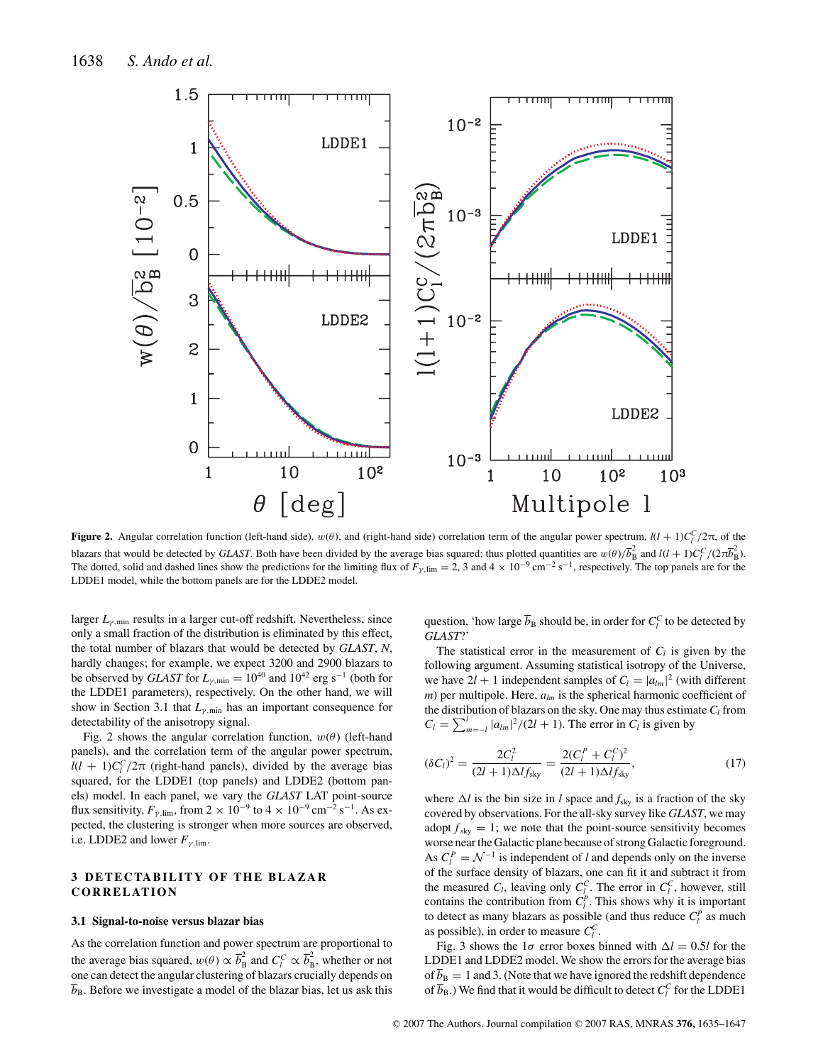**Figure 2.** Angular correlation function (left-hand side), $w(\theta)$, and (right-hand side) correlation term of the angular power spectrum, $l(l+1)C_l^C/2\pi$, of the blazars that would be detected by *GLAST*. Both have been divided by the average bias squared; thus plotted quantities are $w(\theta)/\overline{b}_B^2$ and $l(l+1)C_l^C/(2\pi\overline{b}_B^2)$. The dotted, solid and dashed lines show the predictions for the limiting flux of $F_{\gamma,\rm lim} = 2$, 3 and $4 \times 10^{-9}$ cm$^{-2}$ s$^{-1}$, respectively. The top panels are for the LDDE1 model, while the bottom panels are for the LDDE2 model.

larger $L_{\gamma,\rm min}$ results in a larger cut-off redshift. Nevertheless, since only a small fraction of the distribution is eliminated by this effect, the total number of blazars that would be detected by *GLAST*, $N$, hardly changes; for example, we expect 3200 and 2900 blazars to be observed by *GLAST* for $L_{\gamma,\rm min} = 10^{40}$ and $10^{42}$ erg s$^{-1}$ (both for the LDDE1 parameters), respectively. On the other hand, we will show in Section 3.1 that $L_{\gamma,\rm min}$ has an important consequence for detectability of the anisotropy signal.

Fig. 2 shows the angular correlation function, $w(\theta)$ (left-hand panels), and the correlation term of the angular power spectrum, $l(l+1)C_l^C/2\pi$ (right-hand panels), divided by the average bias squared, for the LDDE1 (top panels) and LDDE2 (bottom panels) model. In each panel, we vary the *GLAST* LAT point-source flux sensitivity, $F_{\gamma,\rm lim}$, from $2 \times 10^{-9}$ to $4 \times 10^{-9}$ cm$^{-2}$ s$^{-1}$. As expected, the clustering is stronger when more sources are observed, i.e. LDDE2 and lower $F_{\gamma,\rm lim}$.

## 3 DETECTABILITY OF THE BLAZAR CORRELATION

### 3.1 Signal-to-noise versus blazar bias

As the correlation function and power spectrum are proportional to the average bias squared, $w(\theta) \propto \overline{b}_B^2$ and $C_l^C \propto \overline{b}_B^2$, whether or not one can detect the angular clustering of blazars crucially depends on $\overline{b}_B$. Before we investigate a model of the blazar bias, let us ask this question, 'how large $\overline{b}_B$ should be, in order for $C_l^C$ to be detected by *GLAST*?'

The statistical error in the measurement of $C_l$ is given by the following argument. Assuming statistical isotropy of the Universe, we have $2l+1$ independent samples of $C_l = |a_{lm}|^2$ (with different $m$) per multipole. Here, $a_{lm}$ is the spherical harmonic coefficient of the distribution of blazars on the sky. One may thus estimate $C_l$ from $C_l = \sum_{m=-l}^{l} |a_{lm}|^2/(2l+1)$. The error in $C_l$ is given by

$$(\delta C_l)^2 = \frac{2C_l^2}{(2l+1)\Delta l f_{\rm sky}} = \frac{2(C_l^P + C_l^C)^2}{(2l+1)\Delta l f_{\rm sky}}, \tag{17}$$

where $\Delta l$ is the bin size in $l$ space and $f_{\rm sky}$ is a fraction of the sky covered by observations. For the all-sky survey like *GLAST*, we may adopt $f_{\rm sky} = 1$; we note that the point-source sensitivity becomes worse near the Galactic plane because of strong Galactic foreground. As $C_l^P = \mathcal{N}^{-1}$ is independent of $l$ and depends only on the inverse of the surface density of blazars, one can fit it and subtract it from the measured $C_l$, leaving only $C_l^C$. The error in $C_l^C$, however, still contains the contribution from $C_l^P$. This shows why it is important to detect as many blazars as possible (and thus reduce $C_l^P$ as much as possible), in order to measure $C_l^C$.

Fig. 3 shows the $1\sigma$ error boxes binned with $\Delta l = 0.5l$ for the LDDE1 and LDDE2 model. We show the errors for the average bias of $\overline{b}_B = 1$ and 3. (Note that we have ignored the redshift dependence of $\overline{b}_B$.) We find that it would be difficult to detect $C_l^C$ for the LDDE1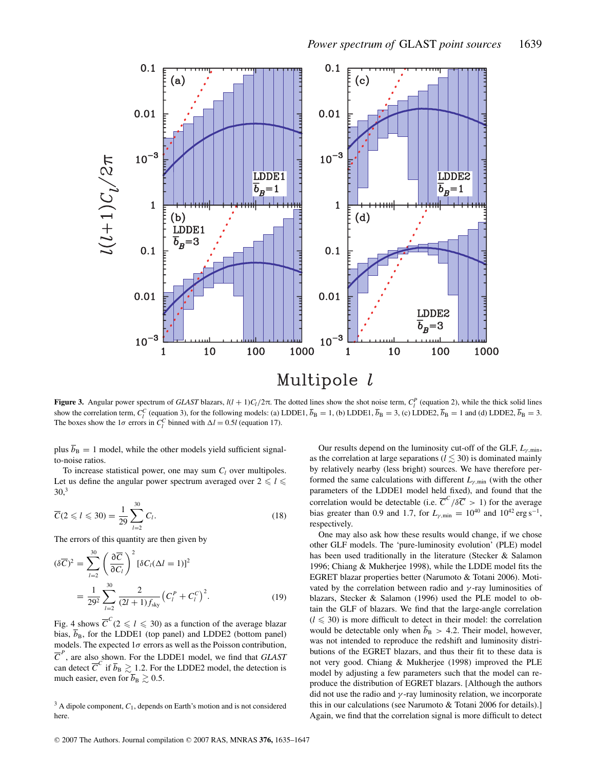Figure 3. Angular power spectrum of *GLAST* blazars, $l(l+1)C_l/2\pi$. The dotted lines show the shot noise term, $C_l^P$ (equation 2), while the thick solid lines show the correlation term, $C_l^C$ (equation 3), for the following models: (a) LDDE1, $\overline{b}_B = 1$, (b) LDDE1, $\overline{b}_B = 3$, (c) LDDE2, $\overline{b}_B = 1$ and (d) LDDE2, $\overline{b}_B = 3$. The boxes show the $1\sigma$ errors in $C_l^C$ binned with $\Delta l = 0.5l$ (equation 17).

plus $\overline{b}_B = 1$ model, while the other models yield sufficient signal-to-noise ratios.

To increase statistical power, one may sum $C_l$ over multipoles. Let us define the angular power spectrum averaged over $2 \leqslant l \leqslant 30$,[3]

$$\overline{C}(2 \leqslant l \leqslant 30) = \frac{1}{29} \sum_{l=2}^{30} C_l. \tag{18}$$

The errors of this quantity are then given by

$$(\delta\overline{C})^2 = \sum_{l=2}^{30} \left( \frac{\partial \overline{C}}{\partial C_l} \right)^2 [\delta C_l(\Delta l = 1)]^2$$
$$= \frac{1}{29^2} \sum_{l=2}^{30} \frac{2}{(2l+1) f_{\mathrm{sky}}} \left( C_l^P + C_l^C \right)^2. \tag{19}$$

Fig. 4 shows $\overline{C}^C(2 \leqslant l \leqslant 30)$ as a function of the average blazar bias, $\overline{b}_B$, for the LDDE1 (top panel) and LDDE2 (bottom panel) models. The expected $1\sigma$ errors as well as the Poisson contribution, $\overline{C}^P$, are also shown. For the LDDE1 model, we find that *GLAST* can detect $\overline{C}^C$ if $\overline{b}_B \gtrsim 1.2$. For the LDDE2 model, the detection is much easier, even for $\overline{b}_B \gtrsim 0.5$.

Our results depend on the luminosity cut-off of the GLF, $L_{\gamma,\mathrm{min}}$, as the correlation at large separations ($l \lesssim 30$) is dominated mainly by relatively nearby (less bright) sources. We have therefore performed the same calculations with different $L_{\gamma,\mathrm{min}}$ (with the other parameters of the LDDE1 model held fixed), and found that the correlation would be detectable (i.e. $\overline{C}^C/\delta\overline{C} > 1$) for the average bias greater than 0.9 and 1.7, for $L_{\gamma,\mathrm{min}} = 10^{40}$ and $10^{42}$ erg s$^{-1}$, respectively.

One may also ask how these results would change, if we chose other GLF models. The 'pure-luminosity evolution' (PLE) model has been used traditionally in the literature (Stecker & Salamon 1996; Chiang & Mukherjee 1998), while the LDDE model fits the EGRET blazar properties better (Narumoto & Totani 2006). Motivated by the correlation between radio and $\gamma$-ray luminosities of blazars, Stecker & Salamon (1996) used the PLE model to obtain the GLF of blazars. We find that the large-angle correlation ($l \leqslant 30$) is more difficult to detect in their model: the correlation would be detectable only when $\overline{b}_B > 4.2$. Their model, however, was not intended to reproduce the redshift and luminosity distributions of the EGRET blazars, and thus their fit to these data is not very good. Chiang & Mukherjee (1998) improved the PLE model by adjusting a few parameters such that the model can reproduce the distribution of EGRET blazars. [Although the authors did not use the radio and $\gamma$-ray luminosity relation, we incorporate this in our calculations (see Narumoto & Totani 2006 for details).] Again, we find that the correlation signal is more difficult to detect

[3] A dipole component, $C_1$, depends on Earth's motion and is not considered here.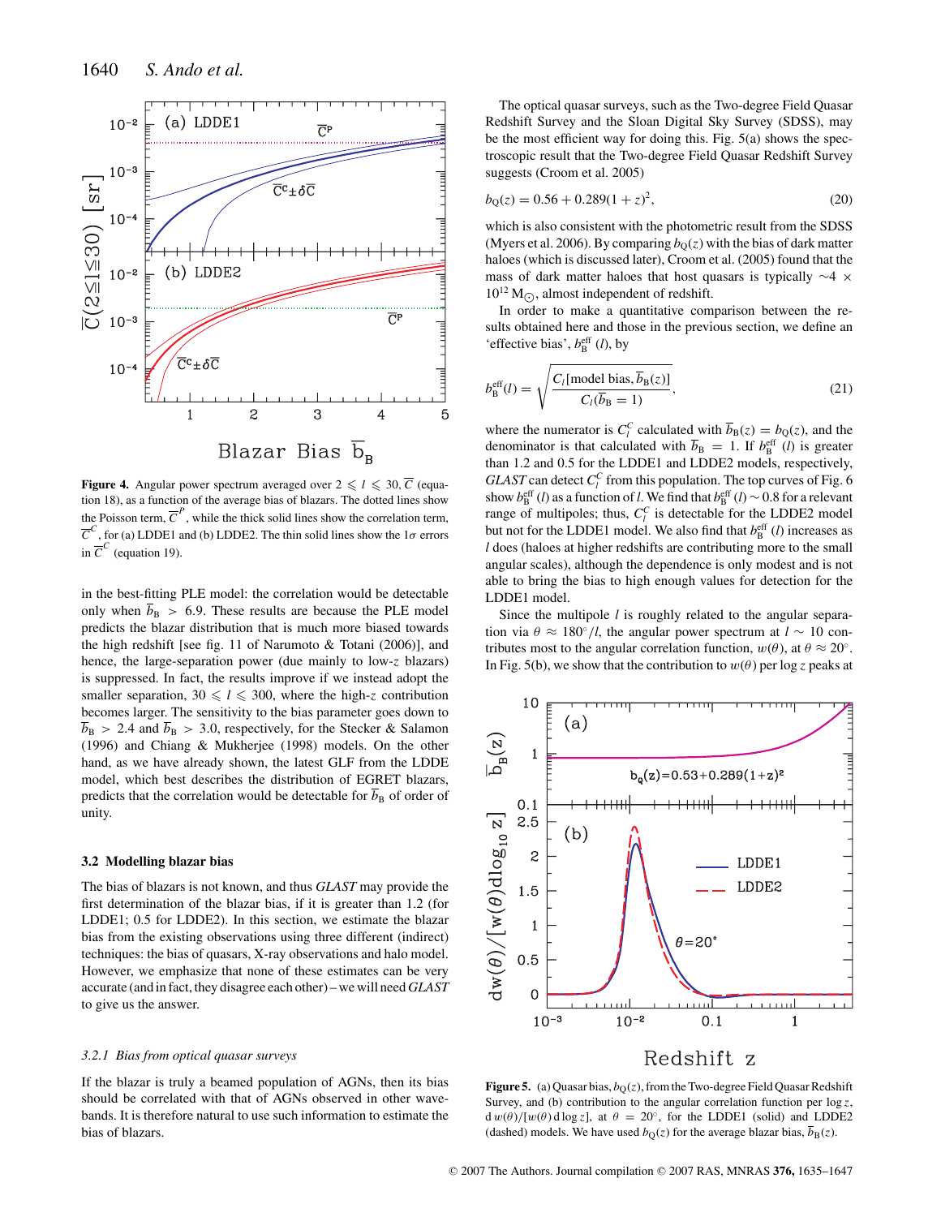Figure 4. Angular power spectrum averaged over $2 \leqslant l \leqslant 30$, $\overline{C}$ (equation 18), as a function of the average bias of blazars. The dotted lines show the Poisson term, $\overline{C}^P$, while the thick solid lines show the correlation term, $\overline{C}^C$, for (a) LDDE1 and (b) LDDE2. The thin solid lines show the $1\sigma$ errors in $\overline{C}^C$ (equation 19).

in the best-fitting PLE model: the correlation would be detectable only when $\overline{b}_B > 6.9$. These results are because the PLE model predicts the blazar distribution that is much more biased towards the high redshift [see fig. 11 of Narumoto & Totani (2006)], and hence, the large-separation power (due mainly to low-$z$ blazars) is suppressed. In fact, the results improve if we instead adopt the smaller separation, $30 \leqslant l \leqslant 300$, where the high-$z$ contribution becomes larger. The necessity to the bias parameter goes down to $\overline{b}_B > 2.4$ and $\overline{b}_B > 3.0$, respectively, for the Stecker & Salamon (1996) and Chiang & Mukherjee (1998) models. On the other hand, as we have already shown, the latest GLF from the LDDE model, which best describes the distribution of EGRET blazars, predicts that the correlation would be detectable for $\overline{b}_B$ of order of unity.

### 3.2 Modelling blazar bias

The bias of blazars is not known, and thus *GLAST* may provide the first determination of the blazar bias, if it is greater than 1.2 (for LDDE1; 0.5 for LDDE2). In this section, we estimate the blazar bias from the existing observations using three different (indirect) techniques: the bias of quasars, X-ray observations and halo model. However, we emphasize that none of these estimates can be very accurate (and in fact, they disagree each other) – we will need *GLAST* to give us the answer.

#### 3.2.1 Bias from optical quasar surveys

If the blazar is truly a beamed population of AGNs, then its bias should be correlated with that of AGNs observed in other wavebands. It is therefore natural to use such information to estimate the bias of blazars.

The optical quasar surveys, such as the Two-degree Field Quasar Redshift Survey and the Sloan Digital Sky Survey (SDSS), may be the most efficient way for doing this. Fig. 5(a) shows the spectroscopic result that the Two-degree Field Quasar Redshift Survey suggests (Croom et al. 2005)

$$b_Q(z) = 0.56 + 0.289(1+z)^2, \tag{20}$$

which is also consistent with the photometric result from the SDSS (Myers et al. 2006). By comparing $b_Q(z)$ with the bias of dark matter haloes (which is discussed later), Croom et al. (2005) found that the mass of dark matter haloes that host quasars is typically $\sim 4 \times 10^{12}\,\mathrm{M}_\odot$, almost independent of redshift.

In order to make a quantitative comparison between the results obtained here and those in the previous section, we define an 'effective bias', $b_B^{\rm eff}(l)$, by

$$b_B^{\rm eff}(l) = \sqrt{\frac{C_l[\text{model bias}, \overline{b}_B(z)]}{C_l(\overline{b}_B = 1)}}, \tag{21}$$

where the numerator is $C_l^C$ calculated with $\overline{b}_B(z) = b_Q(z)$, and the denominator is that calculated with $\overline{b}_B = 1$. If $b_B^{\rm eff}(l)$ is greater than 1.2 and 0.5 for the LDDE1 and LDDE2 models, respectively, *GLAST* can detect $C_l^C$ from this population. The top curves of Fig. 6 show $b_B^{\rm eff}(l)$ as a function of $l$. We find that $b_B^{\rm eff}(l) \sim 0.8$ for a relevant range of multipoles; thus, $C_l^C$ is detectable for the LDDE2 model but not for the LDDE1 model. We also find that $b_B^{\rm eff}(l)$ increases as $l$ does (haloes at higher redshifts are contributing more to the small angular scales), although the dependence is only modest and is not able to bring the bias to high enough values for detection for the LDDE1 model.

Since the multipole $l$ is roughly related to the angular separation via $\theta \approx 180°/l$, the angular power spectrum at $l \sim 10$ contributes most to the angular correlation function, $w(\theta)$, at $\theta \approx 20°$. In Fig. 5(b), we show that the contribution to $w(\theta)$ per log $z$ peaks at

Figure 5. (a) Quasar bias, $b_Q(z)$, from the Two-degree Field Quasar Redshift Survey, and (b) contribution to the angular correlation function per log $z$, $\mathrm{d}\,w(\theta)/[w(\theta)\,\mathrm{d}\log z]$, at $\theta = 20°$, for the LDDE1 (solid) and LDDE2 (dashed) models. We have used $b_Q(z)$ for the average blazar bias, $\overline{b}_B(z)$.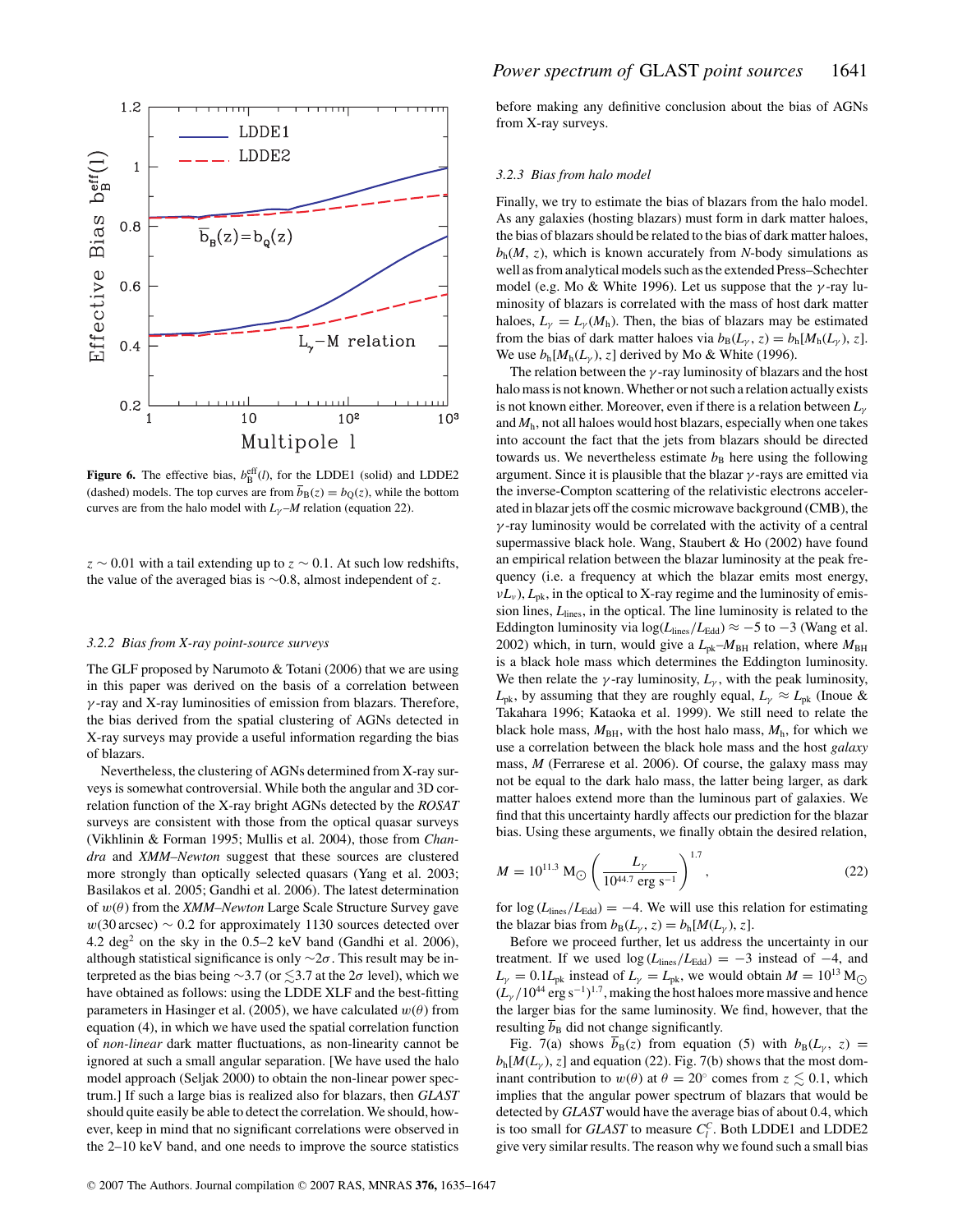**Figure 6.** The effective bias, $b_B^{\rm eff}(l)$, for the LDDE1 (solid) and LDDE2 (dashed) models. The top curves are from $\overline{b}_B(z) = b_Q(z)$, while the bottom curves are from the halo model with $L_\gamma$–$M$ relation (equation 22).

$z \sim 0.01$ with a tail extending up to $z \sim 0.1$. At such low redshifts, the value of the averaged bias is $\sim 0.8$, almost independent of $z$.

### 3.2.2 Bias from X-ray point-source surveys

The GLF proposed by Narumoto & Totani (2006) that we are using in this paper was derived on the basis of a correlation between $\gamma$-ray and X-ray luminosities of emission from blazars. Therefore, the bias derived from the spatial clustering of AGNs detected in X-ray surveys may provide a useful information regarding the bias of blazars.

Nevertheless, the clustering of AGNs determined from X-ray surveys is somewhat controversial. While both the angular and 3D correlation function of the X-ray bright AGNs detected by the *ROSAT* surveys are consistent with those from the optical quasar surveys (Vikhlinin & Forman 1995; Mullis et al. 2004), those from *Chandra* and *XMM–Newton* suggest that these sources are clustered more strongly than optically selected quasars (Yang et al. 2003; Basilakos et al. 2005; Gandhi et al. 2006). The latest determination of $w(\theta)$ from the *XMM–Newton* Large Scale Structure Survey gave $w(30\,{\rm arcsec}) \sim 0.2$ for approximately 1130 sources detected over 4.2 deg$^2$ on the sky in the 0.5–2 keV band (Gandhi et al. 2006), although statistical significance is only $\sim 2\sigma$. This result may be interpreted as the bias being $\sim 3.7$ (or $\lesssim 3.7$ at the $2\sigma$ level), which we have obtained as follows: using the LDDE XLF and the best-fitting parameters in Hasinger et al. (2005), we have calculated $w(\theta)$ from equation (4), in which we have used the spatial correlation function of *non-linear* dark matter fluctuations, as non-linearity cannot be ignored at such a small angular separation. [We have used the halo model approach (Seljak 2000) to obtain the non-linear power spectrum.] If such a large bias is realized also for blazars, then *GLAST* should quite easily be able to detect the correlation. We should, however, keep in mind that no significant correlations were observed in the 2–10 keV band, and one needs to improve the source statistics before making any definitive conclusion about the bias of AGNs from X-ray surveys.

### 3.2.3 Bias from halo model

Finally, we try to estimate the bias of blazars from the halo model. As any galaxies (hosting blazars) must form in dark matter haloes, the bias of blazars should be related to the bias of dark matter haloes, $b_h(M, z)$, which is known accurately from *N*-body simulations as well as from analytical models such as the extended Press–Schechter model (e.g. Mo & White 1996). Let us suppose that the $\gamma$-ray luminosity of blazars is correlated with the mass of host dark matter haloes, $L_\gamma = L_\gamma(M_h)$. Then, the bias of blazars may be estimated from the bias of dark matter haloes via $b_B(L_\gamma, z) = b_h[M_h(L_\gamma), z]$. We use $b_h[M_h(L_\gamma), z]$ derived by Mo & White (1996).

The relation between the $\gamma$-ray luminosity of blazars and the host halo mass is not known. Whether or not such a relation actually exists is not known either. Moreover, even if there is a relation between $L_\gamma$ and $M_h$, not all haloes would host blazars, especially when one takes into account the fact that the jets from blazars should be directed towards us. We nevertheless estimate $b_B$ here using the following argument. Since it is plausible that the blazar $\gamma$-rays are emitted via the inverse-Compton scattering of the relativistic electrons accelerated in blazar jets off the cosmic microwave background (CMB), the $\gamma$-ray luminosity would be correlated with the activity of a central supermassive black hole. Wang, Staubert & Ho (2002) have found an empirical relation between the blazar luminosity at the peak frequency (i.e. a frequency at which the blazar emits most energy, $\nu L_\nu$), $L_{\rm pk}$, in the optical to X-ray regime and the luminosity of emission lines, $L_{\rm lines}$, in the optical. The line luminosity is related to the Eddington luminosity via $\log(L_{\rm lines}/L_{\rm Edd}) \approx -5$ to $-3$ (Wang et al. 2002) which, in turn, would give a $L_{\rm pk}$–$M_{\rm BH}$ relation, where $M_{\rm BH}$ is a black hole mass which determines the Eddington luminosity. We then relate the $\gamma$-ray luminosity, $L_\gamma$, with the peak luminosity, $L_{\rm pk}$, by assuming that they are roughly equal, $L_\gamma \approx L_{\rm pk}$ (Inoue & Takahara 1996; Kataoka et al. 1999). We still need to relate the black hole mass, $M_{\rm BH}$, with the host halo mass, $M_h$, for which we use a correlation between the black hole mass and the host *galaxy* mass, $M$ (Ferrarese et al. 2006). Of course, the galaxy mass may not be equal to the dark halo mass, the latter being larger, as dark matter haloes extend more than the luminous part of galaxies. We find that this uncertainty hardly affects our prediction for the blazar bias. Using these arguments, we finally obtain the desired relation,

$$M = 10^{11.3}\,{\rm M}_\odot \left( \frac{L_\gamma}{10^{44.7}\,{\rm erg\,s^{-1}}} \right)^{1.7}, \tag{22}$$

for $\log(L_{\rm lines}/L_{\rm Edd}) = -4$. We will use this relation for estimating the blazar bias from $b_B(L_\gamma, z) = b_h[M(L_\gamma), z]$.

Before we proceed further, let us address the uncertainty in our treatment. If we used $\log(L_{\rm lines}/L_{\rm Edd}) = -3$ instead of $-4$, and $L_\gamma = 0.1 L_{\rm pk}$ instead of $L_\gamma = L_{\rm pk}$, we would obtain $M = 10^{13}\,{\rm M}_\odot\,(L_\gamma/10^{44}\,{\rm erg\,s^{-1}})^{1.7}$, making the host haloes more massive and hence the larger bias for the same luminosity. We find, however, that the resulting $\overline{b}_B$ did not change significantly.

Fig. 7(a) shows $\overline{b}_B(z)$ from equation (5) with $b_B(L_\gamma, z) = b_h[M(L_\gamma), z]$ and equation (22). Fig. 7(b) shows that the most dominant contribution to $w(\theta)$ at $\theta = 20^\circ$ comes from $z \lesssim 0.1$, which implies that the angular power spectrum of blazars that would be detected by *GLAST* would have the average bias of about 0.4, which is too small for *GLAST* to measure $C_l^C$. Both LDDE1 and LDDE2 give very similar results. The reason why we found such a small bias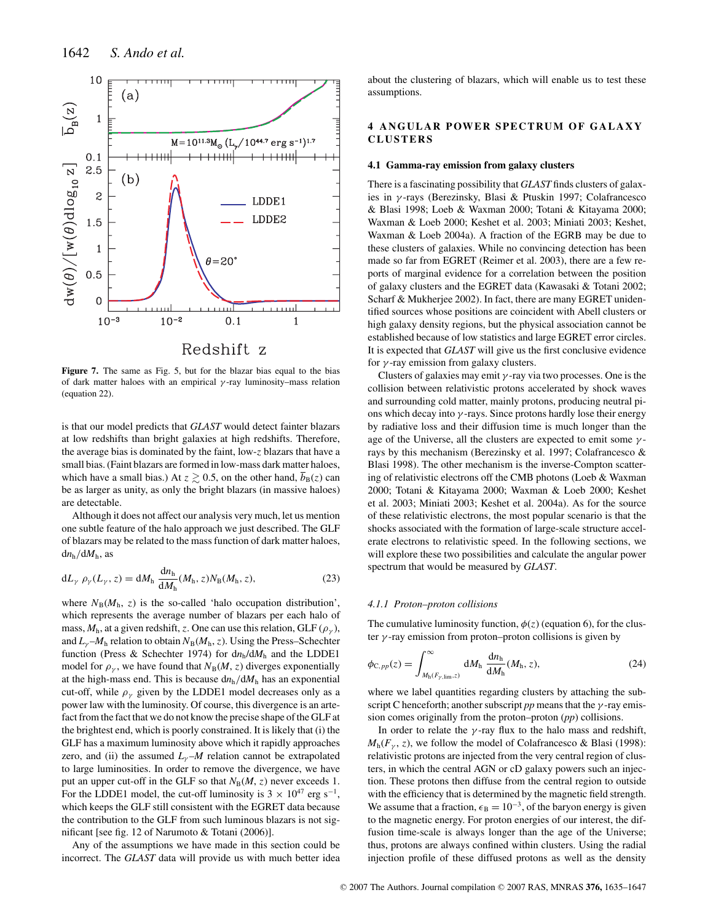**Figure 7.** The same as Fig. 5, but for the blazar bias equal to the bias of dark matter haloes with an empirical $\gamma$-ray luminosity–mass relation (equation 22).

is that our model predicts that *GLAST* would detect fainter blazars at low redshifts than bright galaxies at high redshifts. Therefore, the average bias is dominated by the faint, low-$z$ blazars that have a small bias. (Faint blazars are formed in low-mass dark matter haloes, which have a small bias.) At $z \gtrsim 0.5$, on the other hand, $\bar{b}_B(z)$ can be as larger as unity, as only the bright blazars (in massive haloes) are detectable.

Although it does not affect our analysis very much, let us mention one subtle feature of the halo approach we just described. The GLF of blazars may be related to the mass function of dark matter haloes, $dn_h/dM_h$, as

$$dL_\gamma \, \rho_\gamma(L_\gamma, z) = dM_h \, \frac{dn_h}{dM_h}(M_h, z) N_B(M_h, z), \tag{23}$$

where $N_B(M_h, z)$ is the so-called 'halo occupation distribution', which represents the average number of blazars per each halo of mass, $M_h$, at a given redshift, $z$. One can use this relation, GLF ($\rho_\gamma$), and $L_\gamma$–$M_h$ relation to obtain $N_B(M_h, z)$. Using the Press–Schechter function (Press & Schechter 1974) for $dn_h/dM_h$ and the LDDE1 model for $\rho_\gamma$, we have found that $N_B(M, z)$ diverges exponentially at the high-mass end. This is because $dn_h/dM_h$ has an exponential cut-off, while $\rho_\gamma$ given by the LDDE1 model decreases only as a power law with the luminosity. Of course, this divergence is an artefact from the fact that we do not know the precise shape of the GLF at the brightest end, which is poorly constrained. It is likely that (i) the GLF has a maximum luminosity above which it rapidly approaches zero, and (ii) the assumed $L_\gamma$–$M$ relation cannot be extrapolated to large luminosities. In order to remove the divergence, we have put an upper cut-off in the GLF so that $N_B(M, z)$ never exceeds 1. For the LDDE1 model, the cut-off luminosity is $3 \times 10^{47}$ erg s$^{-1}$, which keeps the GLF still consistent with the EGRET data because the contribution to the GLF from such luminous blazars is not significant [see fig. 12 of Narumoto & Totani (2006)].

Any of the assumptions we have made in this section could be incorrect. The *GLAST* data will provide us with much better idea about the clustering of blazars, which will enable us to test these assumptions.

## 4 ANGULAR POWER SPECTRUM OF GALAXY CLUSTERS

### 4.1 Gamma-ray emission from galaxy clusters

There is a fascinating possibility that *GLAST* finds clusters of galaxies in $\gamma$-rays (Berezinsky, Blasi & Ptuskin 1997; Colafrancesco & Blasi 1998; Loeb & Waxman 2000; Totani & Kitayama 2000; Waxman & Loeb 2000; Keshet et al. 2003; Miniati 2003; Keshet, Waxman & Loeb 2004a). A fraction of the EGRB may be due to these clusters of galaxies. While no convincing detection has been made so far from EGRET (Reimer et al. 2003), there are a few reports of marginal evidence for a correlation between the position of galaxy clusters and the EGRET data (Kawasaki & Totani 2002; Scharf & Mukherjee 2002). In fact, there are many EGRET unidentified sources whose positions are coincident with Abell clusters or high galaxy density regions, but the physical association cannot be established because of low statistics and large EGRET error circles. It is expected that *GLAST* will give us the first conclusive evidence for $\gamma$-ray emission from galaxy clusters.

Clusters of galaxies may emit $\gamma$-ray via two processes. One is the collision between relativistic protons accelerated by shock waves and surrounding cold matter, mainly protons, producing neutral pions which decay into $\gamma$-rays. Since protons hardly lose their energy by radiative loss and their diffusion time is much longer than the age of the Universe, all the clusters are expected to emit some $\gamma$-rays by this mechanism (Berezinsky et al. 1997; Colafrancesco & Blasi 1998). The other mechanism is the inverse-Compton scattering of relativistic electrons off the CMB photons (Loeb & Waxman 2000; Totani & Kitayama 2000; Waxman & Loeb 2000; Keshet et al. 2003; Miniati 2003; Keshet et al. 2004a). As for the source of these relativistic electrons, the most popular scenario is that the shocks associated with the formation of large-scale structure accelerate electrons to relativistic speed. In the following sections, we will explore these two possibilities and calculate the angular power spectrum that would be measured by *GLAST*.

#### 4.1.1 Proton–proton collisions

The cumulative luminosity function, $\phi(z)$ (equation 6), for the cluster $\gamma$-ray emission from proton–proton collisions is given by

$$\phi_{C,pp}(z) = \int_{M_h(F_{\gamma,\rm lim}, z)}^{\infty} dM_h \, \frac{dn_h}{dM_h}(M_h, z), \tag{24}$$

where we label quantities regarding clusters by attaching the subscript C henceforth; another subscript $pp$ means that the $\gamma$-ray emission comes originally from the proton–proton ($pp$) collisions.

In order to relate the $\gamma$-ray flux to the halo mass and redshift, $M_h(F_\gamma, z)$, we follow the model of Colafrancesco & Blasi (1998): relativistic protons are injected from the very central region of clusters, in which the central AGN or cD galaxy powers such an injection. These protons then diffuse from the central region to outside with the efficiency that is determined by the magnetic field strength. We assume that a fraction, $\epsilon_B = 10^{-3}$, of the baryon energy is given to the magnetic energy. For proton energies of our interest, the diffusion time-scale is always longer than the age of the Universe; thus, protons are always confined within clusters. Using the radial injection profile of these diffused protons as well as the density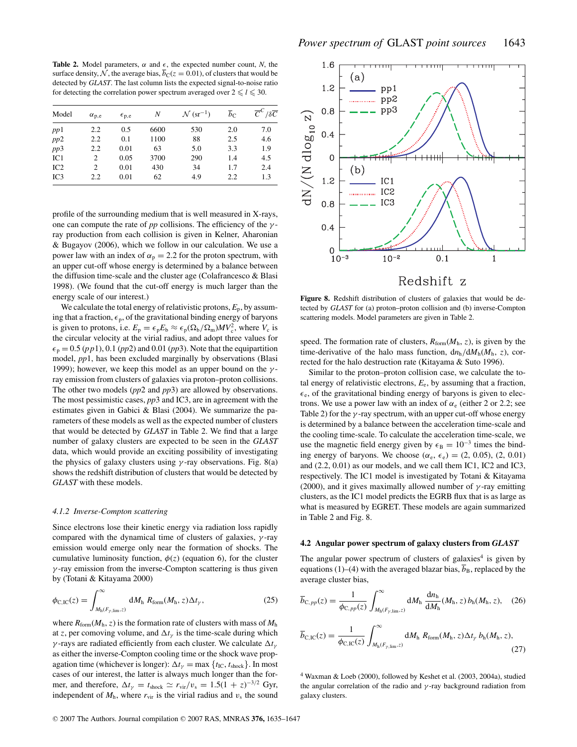**Table 2.** Model parameters, $\alpha$ and $\epsilon$, the expected number count, $N$, the surface density, $\mathcal{N}$, the average bias, $\overline{b}_{\rm C}(z=0.01)$, of clusters that would be detected by *GLAST*. The last column lists the expected signal-to-noise ratio for detecting the correlation power spectrum averaged over $2 \leqslant l \leqslant 30$.

| Model | $\alpha_{\rm p,e}$ | $\epsilon_{\rm p,e}$ | $N$ | $\mathcal{N}$ (sr$^{-1}$) | $\overline{b}_{\rm C}$ | $\overline{C}^C/\delta\overline{C}$ |
|---|---|---|---|---|---|---|
| *pp*1 | 2.2 | 0.5 | 6600 | 530 | 2.0 | 7.0 |
| *pp*2 | 2.2 | 0.1 | 1100 | 88 | 2.5 | 4.6 |
| *pp*3 | 2.2 | 0.01 | 63 | 5.0 | 3.3 | 1.9 |
| IC1 | 2 | 0.05 | 3700 | 290 | 1.4 | 4.5 |
| IC2 | 2 | 0.01 | 430 | 34 | 1.7 | 2.4 |
| IC3 | 2.2 | 0.01 | 62 | 4.9 | 2.2 | 1.3 |

profile of the surrounding medium that is well measured in X-rays, one can compute the rate of *pp* collisions. The efficiency of the $\gamma$-ray production from each collision is given in Kelner, Aharonian & Bugayov (2006), which we follow in our calculation. We use a power law with an index of $\alpha_{\rm p} = 2.2$ for the proton spectrum, with an upper cut-off whose energy is determined by a balance between the diffusion time-scale and the cluster age (Colafrancesco & Blasi 1998). (We found that the cut-off energy is much larger than the energy scale of our interest.)

We calculate the total energy of relativistic protons, $E_{\rm p}$, by assuming that a fraction, $\epsilon_{\rm p}$, of the gravitational binding energy of baryons is given to protons, i.e. $E_{\rm p} = \epsilon_{\rm p} E_{\rm b} \approx \epsilon_{\rm p}(\Omega_{\rm b}/\Omega_{\rm m}) M V_{\rm c}^2$, where $V_{\rm c}$ is the circular velocity at the virial radius, and adopt three values for $\epsilon_{\rm p} = 0.5$ (*pp*1), 0.1 (*pp*2) and 0.01 (*pp*3). Note that the equipartition model, *pp*1, has been excluded marginally by observations (Blasi 1999); however, we keep this model as an upper bound on the $\gamma$-ray emission from clusters of galaxies via proton–proton collisions. The other two models (*pp*2 and *pp*3) are allowed by observations. The most pessimistic cases, *pp*3 and IC3, are in agreement with the estimates given in Gabici & Blasi (2004). We summarize the parameters of these models as well as the expected number of clusters that would be detected by *GLAST* in Table 2. We find that a large number of galaxy clusters are expected to be seen in the *GLAST* data, which would provide an exciting possibility of investigating the physics of galaxy clusters using $\gamma$-ray observations. Fig. 8(a) shows the redshift distribution of clusters that would be detected by *GLAST* with these models.

#### 4.1.2 Inverse-Compton scattering

Since electrons lose their kinetic energy via radiation loss rapidly compared with the dynamical time of clusters of galaxies, $\gamma$-ray emission would emerge only near the formation of shocks. The cumulative luminosity function, $\phi(z)$ (equation 6), for the cluster $\gamma$-ray emission from the inverse-Compton scattering is thus given by (Totani & Kitayama 2000)

$$\phi_{\rm C,IC}(z) = \int_{M_{\rm h}(F_{\gamma,\rm lim},z)}^{\infty} {\rm d}M_{\rm h}\; R_{\rm form}(M_{\rm h}, z)\Delta t_\gamma, \tag{25}$$

where $R_{\rm form}(M_{\rm h}, z)$ is the formation rate of clusters with mass of $M_{\rm h}$ at $z$, per comoving volume, and $\Delta t_\gamma$ is the time-scale during which $\gamma$-rays are radiated efficiently from each cluster. We calculate $\Delta t_\gamma$ as either the inverse-Compton cooling time or the shock wave propagation time (whichever is longer): $\Delta t_\gamma = \max\{t_{\rm IC}, t_{\rm shock}\}$. In most cases of our interest, the latter is always much longer than the former, and therefore, $\Delta t_\gamma = t_{\rm shock} \simeq r_{\rm vir}/v_{\rm s} = 1.5(1+z)^{-3/2}$ Gyr, independent of $M_{\rm h}$, where $r_{\rm vir}$ is the virial radius and $v_{\rm s}$ the sound speed. The formation rate of clusters, $R_{\rm form}(M_{\rm h}, z)$, is given by the time-derivative of the halo mass function, ${\rm d}n_{\rm h}/{\rm d}M_{\rm h}(M_{\rm h}, z)$, corrected for the halo destruction rate (Kitayama & Suto 1996).

Similar to the proton–proton collision case, we calculate the total energy of relativistic electrons, $E_{\rm e}$, by assuming that a fraction, $\epsilon_{\rm e}$, of the gravitational binding energy of baryons is given to electrons. We use a power law with an index of $\alpha_{\rm e}$ (either 2 or 2.2; see Table 2) for the $\gamma$-ray spectrum, with an upper cut-off whose energy is determined by a balance between the acceleration time-scale and the cooling time-scale. To calculate the acceleration time-scale, we use the magnetic field energy given by $\epsilon_{\rm B} = 10^{-3}$ times the binding energy of baryons. We choose $(\alpha_{\rm e}, \epsilon_{\rm e}) = (2, 0.05)$, $(2, 0.01)$ and $(2.2, 0.01)$ as our models, and we call them IC1, IC2 and IC3, respectively. The IC1 model is investigated by Totani & Kitayama (2000), and it gives maximally allowed number of $\gamma$-ray emitting clusters, as the IC1 model predicts the EGRB flux that is as large as what is measured by EGRET. These models are again summarized in Table 2 and Fig. 8.

**Figure 8.** Redshift distribution of clusters of galaxies that would be detected by *GLAST* for (a) proton–proton collision and (b) inverse-Compton scattering models. Model parameters are given in Table 2.

### 4.2 Angular power spectrum of galaxy clusters from *GLAST*

The angular power spectrum of clusters of galaxies[4] is given by equations (1)–(4) with the averaged blazar bias, $\overline{b}_{\rm B}$, replaced by the average cluster bias,

$$\overline{b}_{{\rm C},pp}(z) = \frac{1}{\phi_{{\rm C},pp}(z)} \int_{M_{\rm h}(F_{\gamma,\rm lim},z)}^{\infty} {\rm d}M_{\rm h}\; \frac{{\rm d}n_{\rm h}}{{\rm d}M_{\rm h}}(M_{\rm h}, z)\, b_{\rm h}(M_{\rm h}, z), \tag{26}$$

$$\overline{b}_{\rm C,IC}(z) = \frac{1}{\phi_{\rm C,IC}(z)} \int_{M_{\rm h}(F_{\gamma,\rm lim},z)}^{\infty} {\rm d}M_{\rm h}\; R_{\rm form}(M_{\rm h}, z)\Delta t_\gamma\, b_{\rm h}(M_{\rm h}, z), \tag{27}$$

[4] Waxman & Loeb (2000), followed by Keshet et al. (2003, 2004a), studied the angular correlation of the radio and $\gamma$-ray background radiation from galaxy clusters.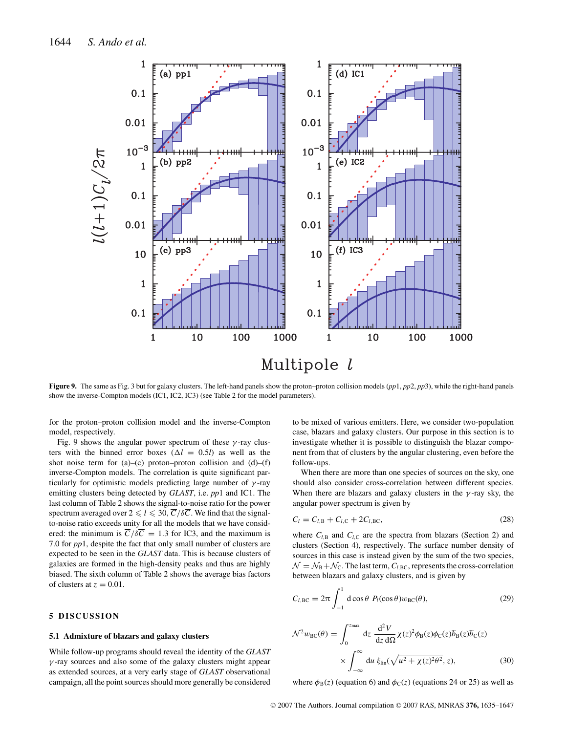**Figure 9.** The same as Fig. 3 but for galaxy clusters. The left-hand panels show the proton–proton collision models (*pp*1, *pp*2, *pp*3), while the right-hand panels show the inverse-Compton models (IC1, IC2, IC3) (see Table 2 for the model parameters).

for the proton–proton collision model and the inverse-Compton model, respectively.

Fig. 9 shows the angular power spectrum of these $\gamma$-ray clusters with the binned error boxes ($\Delta l = 0.5l$) as well as the shot noise term for (a)–(c) proton–proton collision and (d)–(f) inverse-Compton models. The correlation is quite significant particularly for optimistic models predicting large number of $\gamma$-ray emitting clusters being detected by *GLAST*, i.e. *pp*1 and IC1. The last column of Table 2 shows the signal-to-noise ratio for the power spectrum averaged over $2 \leqslant l \leqslant 30$, $\overline{C}/\delta\overline{C}$. We find that the signal-to-noise ratio exceeds unity for all the models that we have considered: the minimum is $\overline{C}/\delta\overline{C} = 1.3$ for IC3, and the maximum is 7.0 for *pp*1, despite the fact that only small number of clusters are expected to be seen in the *GLAST* data. This is because clusters of galaxies are formed in the high-density peaks and thus are highly biased. The sixth column of Table 2 shows the average bias factors of clusters at $z = 0.01$.

## 5 DISCUSSION

### 5.1 Admixture of blazars and galaxy clusters

While follow-up programs should reveal the identity of the *GLAST* $\gamma$-ray sources and also some of the galaxy clusters might appear as extended sources, at a very early stage of *GLAST* observational campaign, all the point sources should more generally be considered to be mixed of various emitters. Here, we consider two-population case, blazars and galaxy clusters. Our purpose in this section is to investigate whether it is possible to distinguish the blazar component from that of clusters by the angular clustering, even before the follow-ups.

When there are more than one species of sources on the sky, one should also consider cross-correlation between different species. When there are blazars and galaxy clusters in the $\gamma$-ray sky, the angular power spectrum is given by

$$C_l = C_{l,\mathrm{B}} + C_{l,\mathrm{C}} + 2C_{l,\mathrm{BC}}, \tag{28}$$

where $C_{l,\mathrm{B}}$ and $C_{l,\mathrm{C}}$ are the spectra from blazars (Section 2) and clusters (Section 4), respectively. The surface number density of sources in this case is instead given by the sum of the two species, $\mathcal{N} = \mathcal{N}_\mathrm{B} + \mathcal{N}_\mathrm{C}$. The last term, $C_{l,\mathrm{BC}}$, represents the cross-correlation between blazars and galaxy clusters, and is given by

$$C_{l,\mathrm{BC}} = 2\pi \int_{-1}^{1} \mathrm{d}\cos\theta \; P_l(\cos\theta) w_{\mathrm{BC}}(\theta), \tag{29}$$

$$\mathcal{N}^2 w_{\mathrm{BC}}(\theta) = \int_0^{z_{\max}} \mathrm{d}z \; \frac{\mathrm{d}^2 V}{\mathrm{d}z\,\mathrm{d}\Omega} \chi(z)^2 \phi_\mathrm{B}(z) \phi_\mathrm{C}(z) \overline{b}_\mathrm{B}(z) \overline{b}_\mathrm{C}(z) \times \int_{-\infty}^{\infty} \mathrm{d}u \; \xi_{\mathrm{lin}}\left(\sqrt{u^2 + \chi(z)^2\theta^2}, z\right), \tag{30}$$

where $\phi_\mathrm{B}(z)$ (equation 6) and $\phi_\mathrm{C}(z)$ (equations 24 or 25) as well as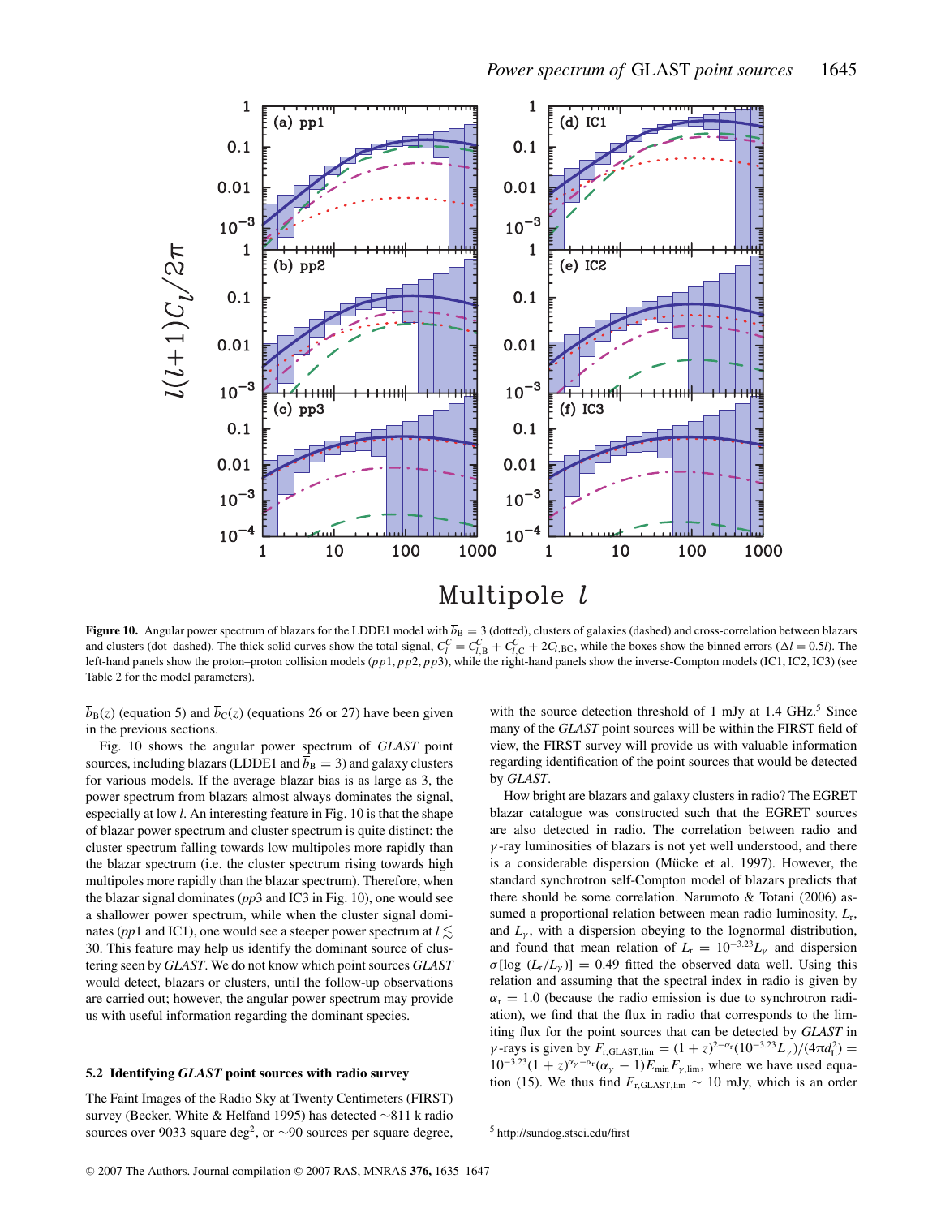Figure 10. Angular power spectrum of blazars for the LDDE1 model with $\overline{b}_B = 3$ (dotted), clusters of galaxies (dashed) and cross-correlation between blazars and clusters (dot–dashed). The thick solid curves show the total signal, $C_l^C = C_{l,B}^C + C_{l,C}^C + 2C_{l,BC}$, while the boxes show the binned errors ($\Delta l = 0.5l$). The left-hand panels show the proton–proton collision models ($pp1$, $pp2$, $pp3$), while the right-hand panels show the inverse-Compton models (IC1, IC2, IC3) (see Table 2 for the model parameters).

$\overline{b}_B(z)$ (equation 5) and $\overline{b}_C(z)$ (equations 26 or 27) have been given in the previous sections.

Fig. 10 shows the angular power spectrum of *GLAST* point sources, including blazars (LDDE1 and $\overline{b}_B = 3$) and galaxy clusters for various models. If the average blazar bias is as large as 3, the power spectrum from blazars almost always dominates the signal, especially at low $l$. An interesting feature in Fig. 10 is that the shape of blazar power spectrum and cluster spectrum is quite distinct: the cluster spectrum falling towards low multipoles more rapidly than the blazar spectrum (i.e. the cluster spectrum rising towards high multipoles more rapidly than the blazar spectrum). Therefore, when the blazar signal dominates ($pp3$ and IC3 in Fig. 10), one would see a shallower power spectrum, while when the cluster signal dominates ($pp1$ and IC1), one would see a steeper power spectrum at $l \lesssim 30$. This feature may help us identify the dominant source of clustering seen by *GLAST*. We do not know which point sources *GLAST* would detect, blazars or clusters, until the follow-up observations are carried out; however, the angular power spectrum may provide us with useful information regarding the dominant species.

### 5.2 Identifying *GLAST* point sources with radio survey

The Faint Images of the Radio Sky at Twenty Centimeters (FIRST) survey (Becker, White & Helfand 1995) has detected ~811 k radio sources over 9033 square deg$^2$, or ~90 sources per square degree, with the source detection threshold of 1 mJy at 1.4 GHz.[5] Since many of the *GLAST* point sources will be within the FIRST field of view, the FIRST survey will provide us with valuable information regarding identification of the point sources that would be detected by *GLAST*.

How bright are blazars and galaxy clusters in radio? The EGRET blazar catalogue was constructed such that the EGRET sources are also detected in radio. The correlation between radio and $\gamma$-ray luminosities of blazars is not yet well understood, and there is a considerable dispersion (Mücke et al. 1997). However, the standard synchrotron self-Compton model of blazars predicts that there should be some correlation. Narumoto & Totani (2006) assumed a proportional relation between mean radio luminosity, $L_r$, and $L_\gamma$, with a dispersion obeying to the lognormal distribution, and found that mean relation of $L_r = 10^{-3.23} L_\gamma$ and dispersion $\sigma[\log\,(L_r/L_\gamma)] = 0.49$ fitted the observed data well. Using this relation and assuming that the spectral index in radio is given by $\alpha_r = 1.0$ (because the radio emission is due to synchrotron radiation), we find that the flux in radio that corresponds to the limiting flux for the point sources that can be detected by *GLAST* in $\gamma$-rays is given by $F_{r,\mathrm{GLAST,lim}} = (1+z)^{2-\alpha_r}(10^{-3.23}L_\gamma)/(4\pi d_L^2) = 10^{-3.23}(1+z)^{\alpha_\gamma-\alpha_r}(\alpha_\gamma - 1)E_{\min}F_{\gamma,\lim}$, where we have used equation (15). We thus find $F_{r,\mathrm{GLAST,lim}} \sim 10$ mJy, which is an order

[5] http://sundog.stsci.edu/first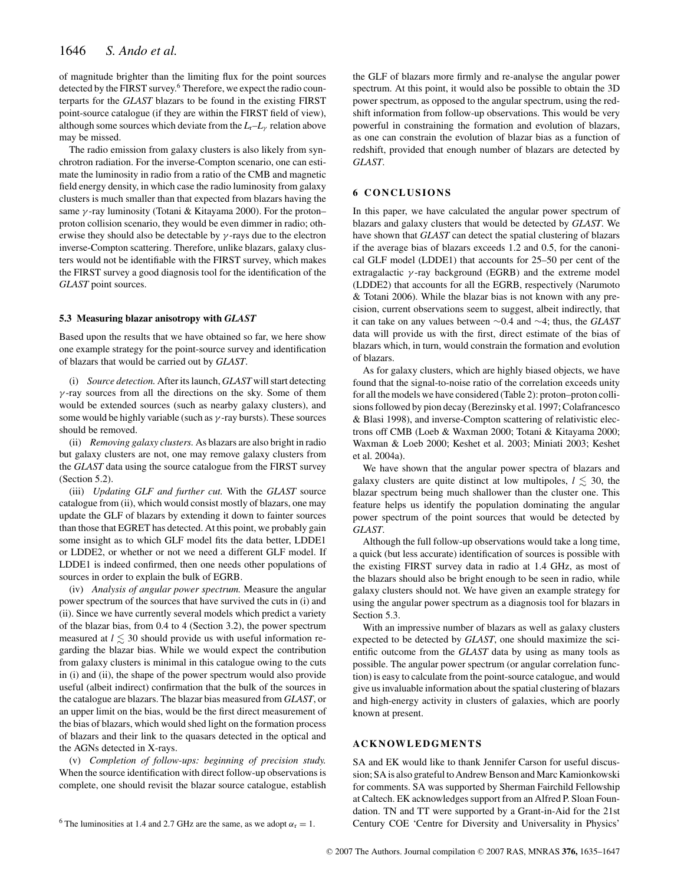of magnitude brighter than the limiting flux for the point sources detected by the FIRST survey.[6] Therefore, we expect the radio counterparts for the *GLAST* blazars to be found in the existing FIRST point-source catalogue (if they are within the FIRST field of view), although some sources which deviate from the $L_r$–$L_\gamma$ relation above may be missed.

The radio emission from galaxy clusters is also likely from synchrotron radiation. For the inverse-Compton scenario, one can estimate the luminosity in radio from a ratio of the CMB and magnetic field energy density, in which case the radio luminosity from galaxy clusters is much smaller than that expected from blazars having the same $\gamma$-ray luminosity (Totani & Kitayama 2000). For the proton–proton collision scenario, they would be even dimmer in radio; otherwise they should also be detectable by $\gamma$-rays due to the electron inverse-Compton scattering. Therefore, unlike blazars, galaxy clusters would not be identifiable with the FIRST survey, which makes the FIRST survey a good diagnosis tool for the identification of the *GLAST* point sources.

### 5.3 Measuring blazar anisotropy with *GLAST*

Based upon the results that we have obtained so far, we here show one example strategy for the point-source survey and identification of blazars that would be carried out by *GLAST*.

(i) *Source detection.* After its launch, *GLAST* will start detecting $\gamma$-ray sources from all the directions on the sky. Some of them would be extended sources (such as nearby galaxy clusters), and some would be highly variable (such as $\gamma$-ray bursts). These sources should be removed.

(ii) *Removing galaxy clusters.* As blazars are also bright in radio but galaxy clusters are not, one may remove galaxy clusters from the *GLAST* data using the source catalogue from the FIRST survey (Section 5.2).

(iii) *Updating GLF and further cut.* With the *GLAST* source catalogue from (ii), which would consist mostly of blazars, one may update the GLF of blazars by extending it down to fainter sources than those that EGRET has detected. At this point, we probably gain some insight as to which GLF model fits the data better, LDDE1 or LDDE2, or whether or not we need a different GLF model. If LDDE1 is indeed confirmed, then one needs other populations of sources in order to explain the bulk of EGRB.

(iv) *Analysis of angular power spectrum.* Measure the angular power spectrum of the sources that have survived the cuts in (i) and (ii). Since we have currently several models which predict a variety of the blazar bias, from 0.4 to 4 (Section 3.2), the power spectrum measured at $l \lesssim 30$ should provide us with useful information regarding the blazar bias. While we would expect the contribution from galaxy clusters is minimal in this catalogue owing to the cuts in (i) and (ii), the shape of the power spectrum would also provide useful (albeit indirect) confirmation that the bulk of the sources in the catalogue are blazars. The blazar bias measured from *GLAST*, or an upper limit on the bias, would be the first direct measurement of the bias of blazars, which would shed light on the formation process of blazars and their link to the quasars detected in the optical and the AGNs detected in X-rays.

(v) *Completion of follow-ups: beginning of precision study.* When the source identification with direct follow-up observations is complete, one should revisit the blazar source catalogue, establish the GLF of blazars more firmly and re-analyse the angular power spectrum. At this point, it would also be possible to obtain the 3D power spectrum, as opposed to the angular spectrum, using the redshift information from follow-up observations. This would be very powerful in constraining the formation and evolution of blazars, as one can constrain the evolution of blazar bias as a function of redshift, provided that enough number of blazars are detected by *GLAST*.

[6] The luminosities at 1.4 and 2.7 GHz are the same, as we adopt $\alpha_r = 1$.

## 6 CONCLUSIONS

In this paper, we have calculated the angular power spectrum of blazars and galaxy clusters that would be detected by *GLAST*. We have shown that *GLAST* can detect the spatial clustering of blazars if the average bias of blazars exceeds 1.2 and 0.5, for the canonical GLF model (LDDE1) that accounts for 25–50 per cent of the extragalactic $\gamma$-ray background (EGRB) and the extreme model (LDDE2) that accounts for all the EGRB, respectively (Narumoto & Totani 2006). While the blazar bias is not known with any precision, current observations seem to suggest, albeit indirectly, that it can take on any values between $\sim$0.4 and $\sim$4; thus, the *GLAST* data will provide us with the first, direct estimate of the bias of blazars which, in turn, would constrain the formation and evolution of blazars.

As for galaxy clusters, which are highly biased objects, we have found that the signal-to-noise ratio of the correlation exceeds unity for all the models we have considered (Table 2): proton–proton collisions followed by pion decay (Berezinsky et al. 1997; Colafrancesco & Blasi 1998), and inverse-Compton scattering of relativistic electrons off CMB (Loeb & Waxman 2000; Totani & Kitayama 2000; Waxman & Loeb 2000; Keshet et al. 2003; Miniati 2003; Keshet et al. 2004a).

We have shown that the angular power spectra of blazars and galaxy clusters are quite distinct at low multipoles, $l \lesssim 30$, the blazar spectrum being much shallower than the cluster one. This feature helps us identify the population dominating the angular power spectrum of the point sources that would be detected by *GLAST*.

Although the full follow-up observations would take a long time, a quick (but less accurate) identification of sources is possible with the existing FIRST survey data in radio at 1.4 GHz, as most of the blazars should also be bright enough to be seen in radio, while galaxy clusters should not. We have given an example strategy for using the angular power spectrum as a diagnosis tool for blazars in Section 5.3.

With an impressive number of blazars as well as galaxy clusters expected to be detected by *GLAST*, one should maximize the scientific outcome from the *GLAST* data by using as many tools as possible. The angular power spectrum (or angular correlation function) is easy to calculate from the point-source catalogue, and would give us invaluable information about the spatial clustering of blazars and high-energy activity in clusters of galaxies, which are poorly known at present.

## ACKNOWLEDGMENTS

SA and EK would like to thank Jennifer Carson for useful discussion; SA is also grateful to Andrew Benson and Marc Kamionkowski for comments. SA was supported by Sherman Fairchild Fellowship at Caltech. EK acknowledges support from an Alfred P. Sloan Foundation. TN and TT were supported by a Grant-in-Aid for the 21st Century COE 'Centre for Diversity and Universality in Physics'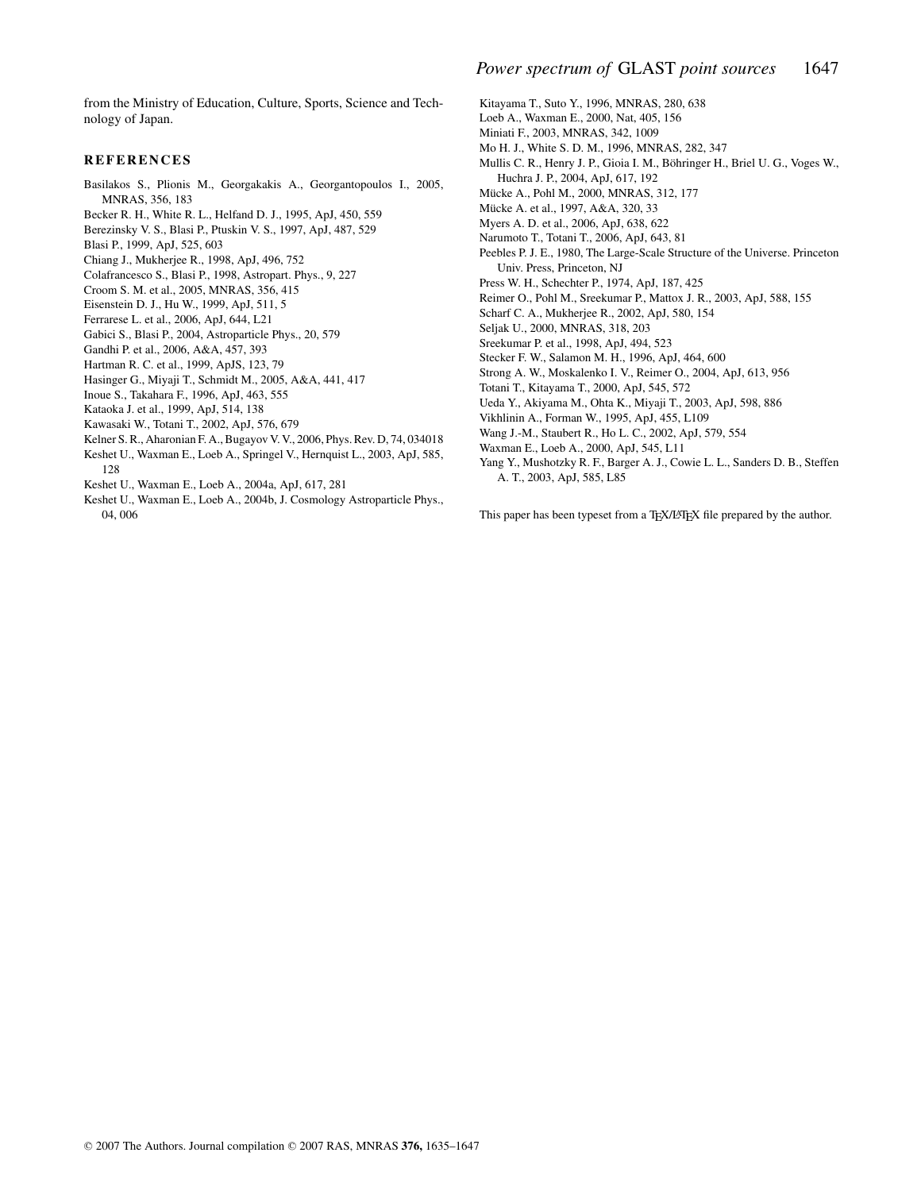from the Ministry of Education, Culture, Sports, Science and Technology of Japan.

## REFERENCES

Basilakos S., Plionis M., Georgakakis A., Georgantopoulos I., 2005, MNRAS, 356, 183

Becker R. H., White R. L., Helfand D. J., 1995, ApJ, 450, 559

Berezinsky V. S., Blasi P., Ptuskin V. S., 1997, ApJ, 487, 529

Blasi P., 1999, ApJ, 525, 603

Chiang J., Mukherjee R., 1998, ApJ, 496, 752

Colafrancesco S., Blasi P., 1998, Astropart. Phys., 9, 227

Croom S. M. et al., 2005, MNRAS, 356, 415

Eisenstein D. J., Hu W., 1999, ApJ, 511, 5

Ferrarese L. et al., 2006, ApJ, 644, L21

Gabici S., Blasi P., 2004, Astroparticle Phys., 20, 579

Gandhi P. et al., 2006, A&A, 457, 393

Hartman R. C. et al., 1999, ApJS, 123, 79

Hasinger G., Miyaji T., Schmidt M., 2005, A&A, 441, 417

Inoue S., Takahara F., 1996, ApJ, 463, 555

Kataoka J. et al., 1999, ApJ, 514, 138

Kawasaki W., Totani T., 2002, ApJ, 576, 679

Kelner S. R., Aharonian F. A., Bugayov V. V., 2006, Phys. Rev. D, 74, 034018

Keshet U., Waxman E., Loeb A., Springel V., Hernquist L., 2003, ApJ, 585, 128

Keshet U., Waxman E., Loeb A., 2004a, ApJ, 617, 281

Keshet U., Waxman E., Loeb A., 2004b, J. Cosmology Astroparticle Phys., 04, 006

Kitayama T., Suto Y., 1996, MNRAS, 280, 638

Loeb A., Waxman E., 2000, Nat, 405, 156

Miniati F., 2003, MNRAS, 342, 1009

Mo H. J., White S. D. M., 1996, MNRAS, 282, 347

Mullis C. R., Henry J. P., Gioia I. M., Böhringer H., Briel U. G., Voges W., Huchra J. P., 2004, ApJ, 617, 192

Mücke A., Pohl M., 2000, MNRAS, 312, 177

Mücke A. et al., 1997, A&A, 320, 33

Myers A. D. et al., 2006, ApJ, 638, 622

Narumoto T., Totani T., 2006, ApJ, 643, 81

Peebles P. J. E., 1980, The Large-Scale Structure of the Universe. Princeton Univ. Press, Princeton, NJ

Press W. H., Schechter P., 1974, ApJ, 187, 425

Reimer O., Pohl M., Sreekumar P., Mattox J. R., 2003, ApJ, 588, 155

Scharf C. A., Mukherjee R., 2002, ApJ, 580, 154

Seljak U., 2000, MNRAS, 318, 203

Sreekumar P. et al., 1998, ApJ, 494, 523

Stecker F. W., Salamon M. H., 1996, ApJ, 464, 600

Strong A. W., Moskalenko I. V., Reimer O., 2004, ApJ, 613, 956

Totani T., Kitayama T., 2000, ApJ, 545, 572

Ueda Y., Akiyama M., Ohta K., Miyaji T., 2003, ApJ, 598, 886

Vikhlinin A., Forman W., 1995, ApJ, 455, L109

Wang J.-M., Staubert R., Ho L. C., 2002, ApJ, 579, 554

Waxman E., Loeb A., 2000, ApJ, 545, L11

Yang Y., Mushotzky R. F., Barger A. J., Cowie L. L., Sanders D. B., Steffen A. T., 2003, ApJ, 585, L85

This paper has been typeset from a TEX/LATEX file prepared by the author.